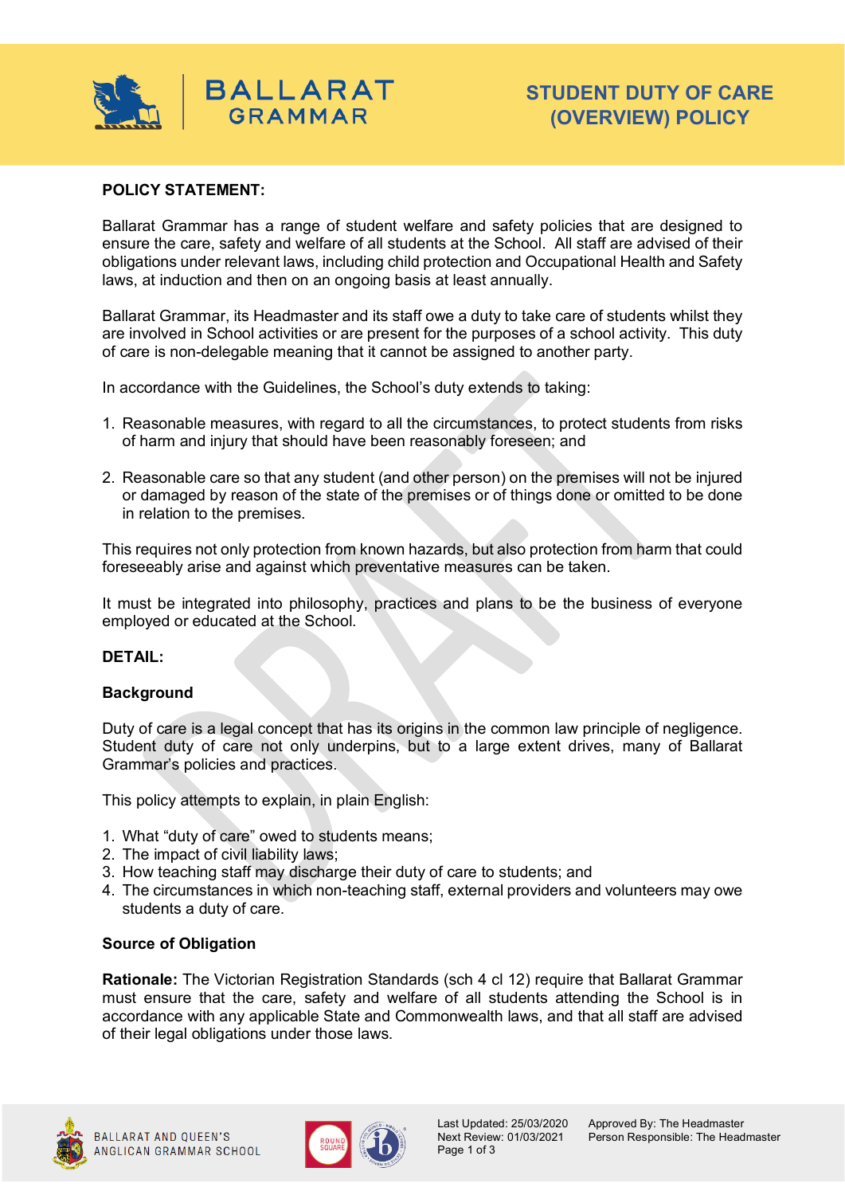# STUDENT DUTY OF CARE (OVERVIEW) POLICY

**POLICY STATEMENT:**

Ballarat Grammar has a range of student welfare and safety policies that are designed to ensure the care, safety and welfare of all students at the School. All staff are advised of their obligations under relevant laws, including child protection and Occupational Health and Safety laws, at induction and then on an ongoing basis at least annually.

Ballarat Grammar, its Headmaster and its staff owe a duty to take care of students whilst they are involved in School activities or are present for the purposes of a school activity. This duty of care is non-delegable meaning that it cannot be assigned to another party.

In accordance with the Guidelines, the School's duty extends to taking:

1. Reasonable measures, with regard to all the circumstances, to protect students from risks of harm and injury that should have been reasonably foreseen; and
2. Reasonable care so that any student (and other person) on the premises will not be injured or damaged by reason of the state of the premises or of things done or omitted to be done in relation to the premises.

This requires not only protection from known hazards, but also protection from harm that could foreseeably arise and against which preventative measures can be taken.

It must be integrated into philosophy, practices and plans to be the business of everyone employed or educated at the School.

**DETAIL:**

**Background**

Duty of care is a legal concept that has its origins in the common law principle of negligence. Student duty of care not only underpins, but to a large extent drives, many of Ballarat Grammar's policies and practices.

This policy attempts to explain, in plain English:

1. What "duty of care" owed to students means;
2. The impact of civil liability laws;
3. How teaching staff may discharge their duty of care to students; and
4. The circumstances in which non-teaching staff, external providers and volunteers may owe students a duty of care.

**Source of Obligation**

**Rationale:** The Victorian Registration Standards (sch 4 cl 12) require that Ballarat Grammar must ensure that the care, safety and welfare of all students attending the School is in accordance with any applicable State and Commonwealth laws, and that all staff are advised of their legal obligations under those laws.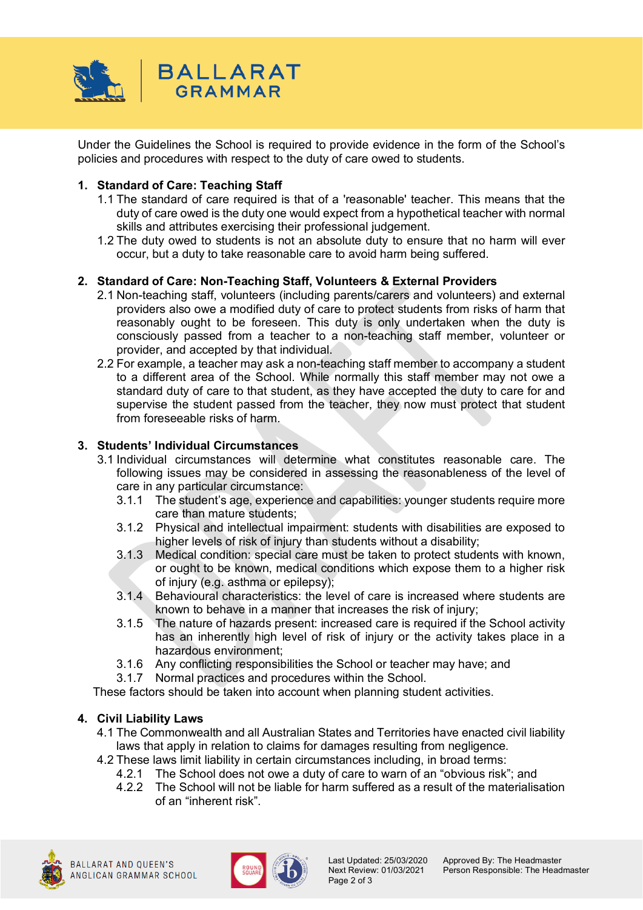Under the Guidelines the School is required to provide evidence in the form of the School's policies and procedures with respect to the duty of care owed to students.

## 1. Standard of Care: Teaching Staff

1.1 The standard of care required is that of a 'reasonable' teacher. This means that the duty of care owed is the duty one would expect from a hypothetical teacher with normal skills and attributes exercising their professional judgement.

1.2 The duty owed to students is not an absolute duty to ensure that no harm will ever occur, but a duty to take reasonable care to avoid harm being suffered.

## 2. Standard of Care: Non-Teaching Staff, Volunteers & External Providers

2.1 Non-teaching staff, volunteers (including parents/carers and volunteers) and external providers also owe a modified duty of care to protect students from risks of harm that reasonably ought to be foreseen. This duty is only undertaken when the duty is consciously passed from a teacher to a non-teaching staff member, volunteer or provider, and accepted by that individual.

2.2 For example, a teacher may ask a non-teaching staff member to accompany a student to a different area of the School. While normally this staff member may not owe a standard duty of care to that student, as they have accepted the duty to care for and supervise the student passed from the teacher, they now must protect that student from foreseeable risks of harm.

## 3. Students' Individual Circumstances

3.1 Individual circumstances will determine what constitutes reasonable care. The following issues may be considered in assessing the reasonableness of the level of care in any particular circumstance:

- 3.1.1 The student's age, experience and capabilities: younger students require more care than mature students;
- 3.1.2 Physical and intellectual impairment: students with disabilities are exposed to higher levels of risk of injury than students without a disability;
- 3.1.3 Medical condition: special care must be taken to protect students with known, or ought to be known, medical conditions which expose them to a higher risk of injury (e.g. asthma or epilepsy);
- 3.1.4 Behavioural characteristics: the level of care is increased where students are known to behave in a manner that increases the risk of injury;
- 3.1.5 The nature of hazards present: increased care is required if the School activity has an inherently high level of risk of injury or the activity takes place in a hazardous environment;
- 3.1.6 Any conflicting responsibilities the School or teacher may have; and
- 3.1.7 Normal practices and procedures within the School.

These factors should be taken into account when planning student activities.

## 4. Civil Liability Laws

4.1 The Commonwealth and all Australian States and Territories have enacted civil liability laws that apply in relation to claims for damages resulting from negligence.

4.2 These laws limit liability in certain circumstances including, in broad terms:

- 4.2.1 The School does not owe a duty of care to warn of an "obvious risk"; and
- 4.2.2 The School will not be liable for harm suffered as a result of the materialisation of an "inherent risk".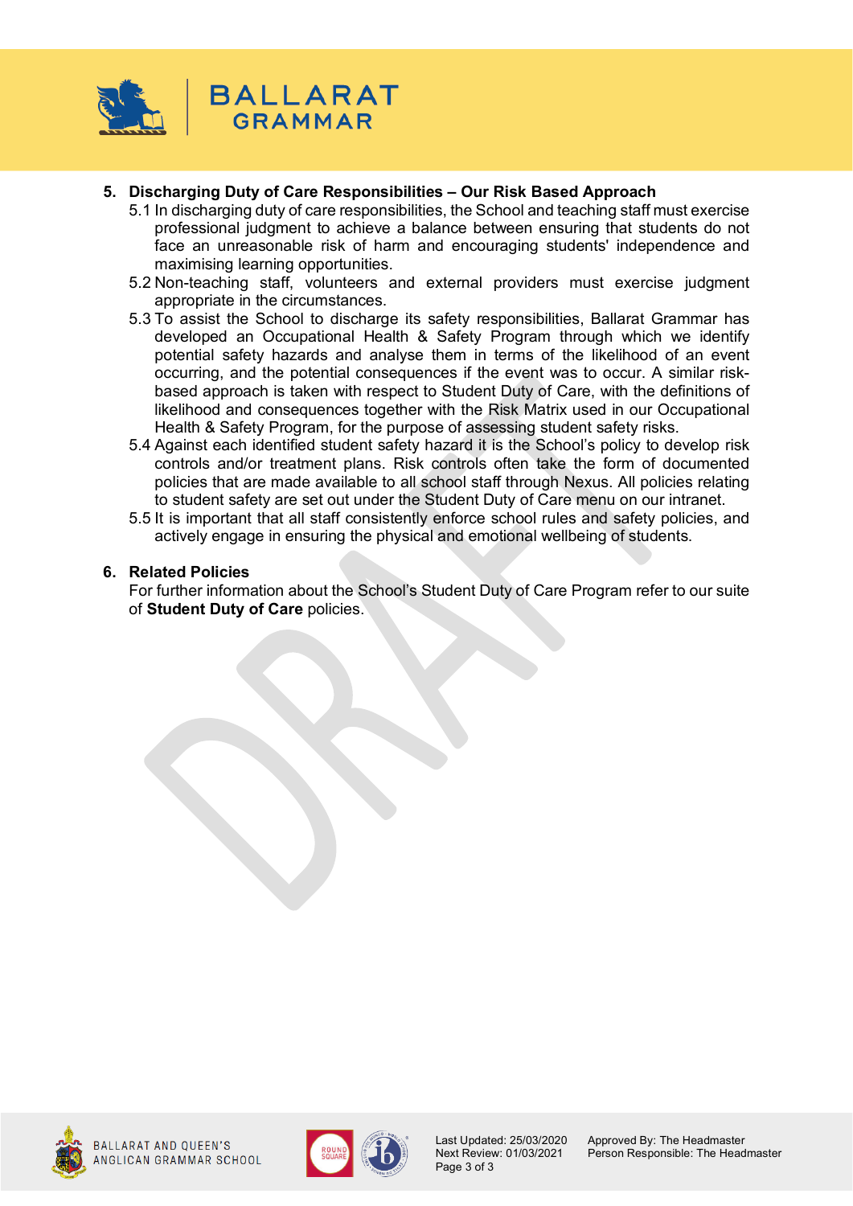## 5. Discharging Duty of Care Responsibilities – Our Risk Based Approach

5.1 In discharging duty of care responsibilities, the School and teaching staff must exercise professional judgment to achieve a balance between ensuring that students do not face an unreasonable risk of harm and encouraging students' independence and maximising learning opportunities.

5.2 Non-teaching staff, volunteers and external providers must exercise judgment appropriate in the circumstances.

5.3 To assist the School to discharge its safety responsibilities, Ballarat Grammar has developed an Occupational Health & Safety Program through which we identify potential safety hazards and analyse them in terms of the likelihood of an event occurring, and the potential consequences if the event was to occur. A similar risk-based approach is taken with respect to Student Duty of Care, with the definitions of likelihood and consequences together with the Risk Matrix used in our Occupational Health & Safety Program, for the purpose of assessing student safety risks.

5.4 Against each identified student safety hazard it is the School's policy to develop risk controls and/or treatment plans. Risk controls often take the form of documented policies that are made available to all school staff through Nexus. All policies relating to student safety are set out under the Student Duty of Care menu on our intranet.

5.5 It is important that all staff consistently enforce school rules and safety policies, and actively engage in ensuring the physical and emotional wellbeing of students.

## 6. Related Policies

For further information about the School's Student Duty of Care Program refer to our suite of **Student Duty of Care** policies.